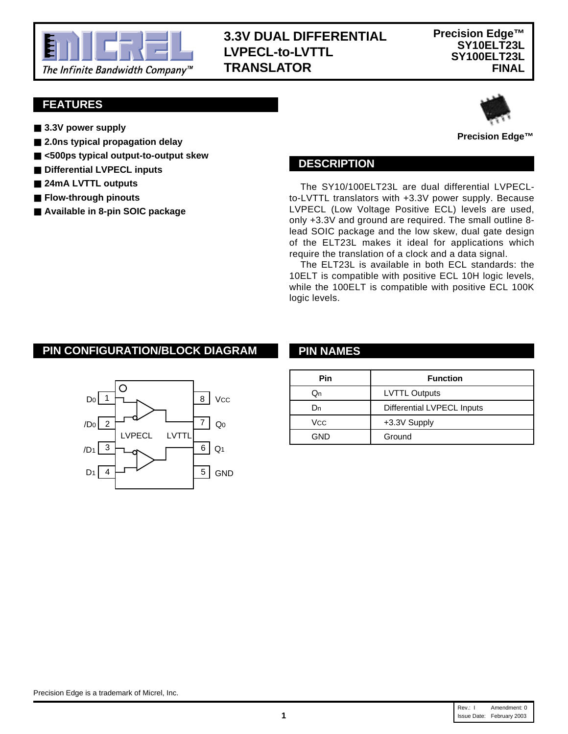# 3.3V DUAL DIFFERENTIAL LVPECL-to-LVTTL TRANSLATOR

**Precision Edge™**
**SY10ELT23L**
**SY100ELT23L**
**FINAL**

## FEATURES

- **3.3V power supply**
- **2.0ns typical propagation delay**
- **<500ps typical output-to-output skew**
- **Differential LVPECL inputs**
- **24mA LVTTL outputs**
- **Flow-through pinouts**
- **Available in 8-pin SOIC package**

**Precision Edge™**

## DESCRIPTION

The SY10/100ELT23L are dual differential LVPECL-to-LVTTL translators with +3.3V power supply. Because LVPECL (Low Voltage Positive ECL) levels are used, only +3.3V and ground are required. The small outline 8-lead SOIC package and the low skew, dual gate design of the ELT23L makes it ideal for applications which require the translation of a clock and a data signal.

The ELT23L is available in both ECL standards: the 10ELT is compatible with positive ECL 10H logic levels, while the 100ELT is compatible with positive ECL 100K logic levels.

## PIN CONFIGURATION/BLOCK DIAGRAM

| Pin | Name | | Pin | Name |
|---|---|---|---|---|
| 1 | $D_0$ | LVPECL → LVTTL | 8 | $V_{CC}$ |
| 2 | $/D_0$ | | 7 | $Q_0$ |
| 3 | $/D_1$ | | 6 | $Q_1$ |
| 4 | $D_1$ | | 5 | GND |

## PIN NAMES

| Pin | Function |
|---|---|
| $Q_n$ | LVTTL Outputs |
| $D_n$ | Differential LVPECL Inputs |
| $V_{CC}$ | +3.3V Supply |
| GND | Ground |

Precision Edge is a trademark of Micrel, Inc.

Rev.: I Amendment: 0
Issue Date: February 2003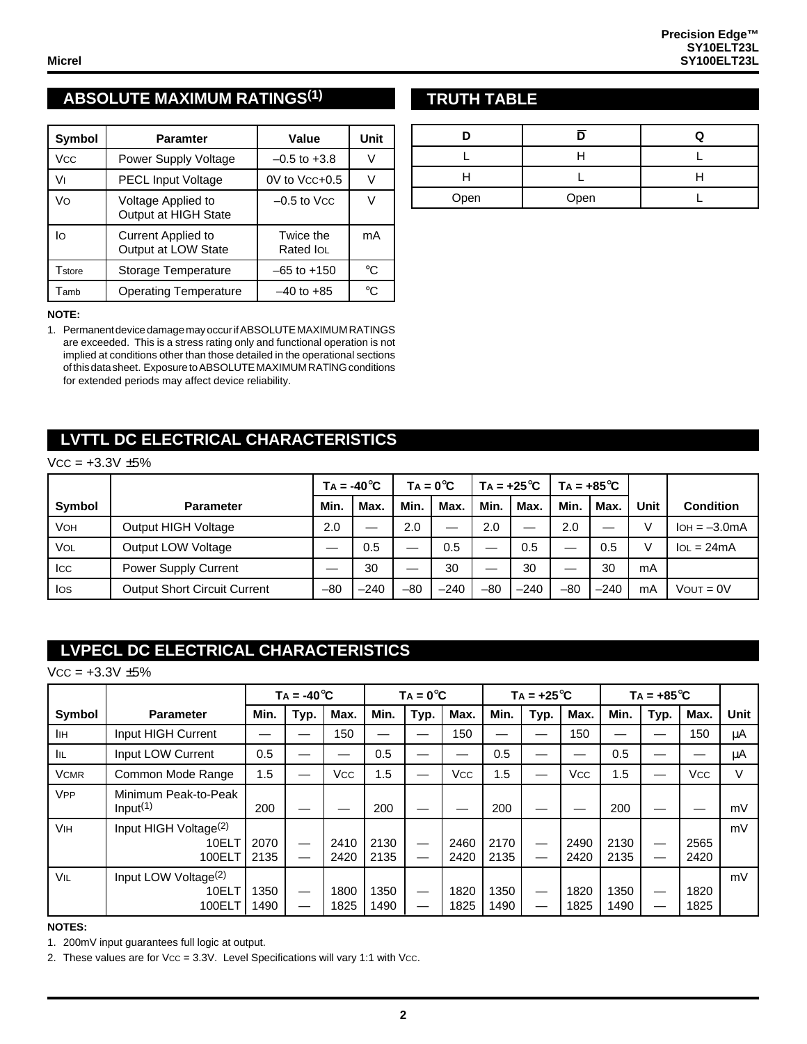## ABSOLUTE MAXIMUM RATINGS[1]

| Symbol | Paramter | Value | Unit |
|---|---|---|---|
| $V_{CC}$ | Power Supply Voltage | –0.5 to +3.8 | V |
| $V_I$ | PECL Input Voltage | 0V to $V_{CC}$+0.5 | V |
| $V_O$ | Voltage Applied to Output at HIGH State | –0.5 to $V_{CC}$ | V |
| $I_O$ | Current Applied to Output at LOW State | Twice the Rated $I_{OL}$ | mA |
| $T_{store}$ | Storage Temperature | –65 to +150 | °C |
| $T_{amb}$ | Operating Temperature | –40 to +85 | °C |

**NOTE:**

1. Permanent device damage may occur if ABSOLUTE MAXIMUM RATINGS are exceeded. This is a stress rating only and functional operation is not implied at conditions other than those detailed in the operational sections of this data sheet. Exposure to ABSOLUTE MAXIMUM RATlNG conditions for extended periods may affect device reliability.

## TRUTH TABLE

| D | $\overline{D}$ | Q |
|---|---|---|
| L | H | L |
| H | L | H |
| Open | Open | L |

## LVTTL DC ELECTRICAL CHARACTERISTICS

$V_{CC}$ = +3.3V ±5%

| | | $T_A$ = -40°C | | $T_A$ = 0°C | | $T_A$ = +25°C | | $T_A$ = +85°C | | | |
|---|---|---|---|---|---|---|---|---|---|---|---|
| Symbol | Parameter | Min. | Max. | Min. | Max. | Min. | Max. | Min. | Max. | Unit | Condition |
| $V_{OH}$ | Output HIGH Voltage | 2.0 | — | 2.0 | — | 2.0 | — | 2.0 | — | V | $I_{OH}$ = –3.0mA |
| $V_{OL}$ | Output LOW Voltage | — | 0.5 | — | 0.5 | — | 0.5 | — | 0.5 | V | $I_{OL}$ = 24mA |
| $I_{CC}$ | Power Supply Current | — | 30 | — | 30 | — | 30 | — | 30 | mA | |
| $I_{OS}$ | Output Short Circuit Current | –80 | –240 | –80 | –240 | –80 | –240 | –80 | –240 | mA | $V_{OUT}$ = 0V |

## LVPECL DC ELECTRICAL CHARACTERISTICS

$V_{CC}$ = +3.3V ±5%

| | | $T_A$ = -40°C | | | $T_A$ = 0°C | | | $T_A$ = +25°C | | | $T_A$ = +85°C | | | |
|---|---|---|---|---|---|---|---|---|---|---|---|---|---|---|
| Symbol | Parameter | Min. | Typ. | Max. | Min. | Typ. | Max. | Min. | Typ. | Max. | Min. | Typ. | Max. | Unit |
| $I_{IH}$ | Input HIGH Current | — | — | 150 | — | — | 150 | — | — | 150 | — | — | 150 | μA |
| $I_{IL}$ | Input LOW Current | 0.5 | — | — | 0.5 | — | — | 0.5 | — | — | 0.5 | — | — | μA |
| $V_{CMR}$ | Common Mode Range | 1.5 | — | $V_{CC}$ | 1.5 | — | $V_{CC}$ | 1.5 | — | $V_{CC}$ | 1.5 | — | $V_{CC}$ | V |
| $V_{PP}$ | Minimum Peak-to-Peak Input[1] | 200 | — | — | 200 | — | — | 200 | — | — | 200 | — | — | mV |
| $V_{IH}$ | Input HIGH Voltage[2] 10ELT | 2070 | — | 2410 | 2130 | — | 2460 | 2170 | — | 2490 | 2130 | — | 2565 | mV |
| | 100ELT | 2135 | — | 2420 | 2135 | — | 2420 | 2135 | — | 2420 | 2135 | — | 2420 | |
| $V_{IL}$ | Input LOW Voltage[2] 10ELT | 1350 | — | 1800 | 1350 | — | 1820 | 1350 | — | 1820 | 1350 | — | 1820 | mV |
| | 100ELT | 1490 | — | 1825 | 1490 | — | 1825 | 1490 | — | 1825 | 1490 | — | 1825 | |

**NOTES:**

1. 200mV input guarantees full logic at output.
2. These values are for $V_{CC}$ = 3.3V. Level Specifications will vary 1:1 with $V_{CC}$.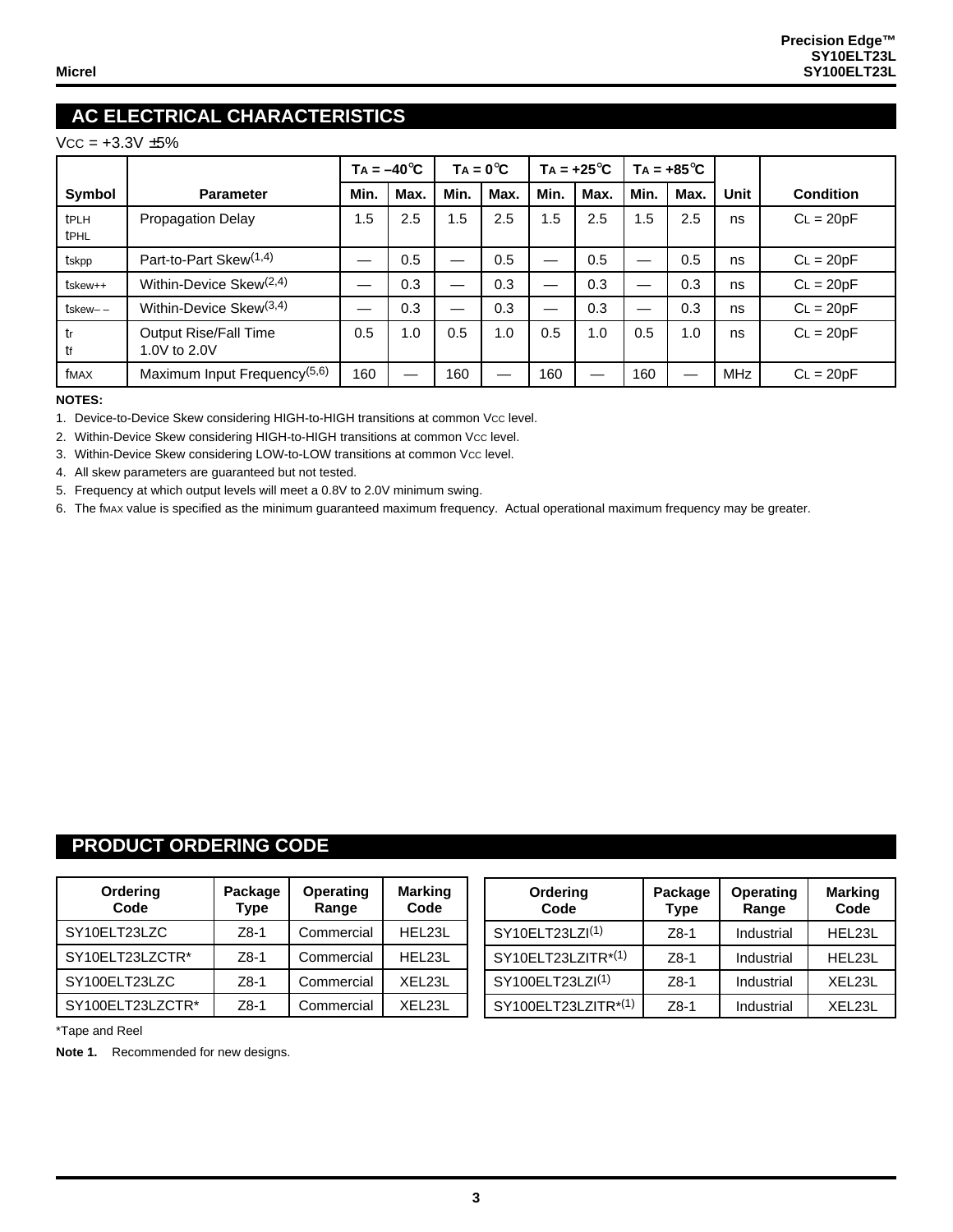## AC ELECTRICAL CHARACTERISTICS

$V_{CC}$ = +3.3V ±5%

| | | $T_A$ = –40°C | | $T_A$ = 0°C | | $T_A$ = +25°C | | $T_A$ = +85°C | | | |
|---|---|---|---|---|---|---|---|---|---|---|---|
| **Symbol** | **Parameter** | **Min.** | **Max.** | **Min.** | **Max.** | **Min.** | **Max.** | **Min.** | **Max.** | **Unit** | **Condition** |
| $t_{PLH}$ $t_{PHL}$ | Propagation Delay | 1.5 | 2.5 | 1.5 | 2.5 | 1.5 | 2.5 | 1.5 | 2.5 | ns | $C_L$ = 20pF |
| $t_{skpp}$ | Part-to-Part Skew(1,4) | — | 0.5 | — | 0.5 | — | 0.5 | — | 0.5 | ns | $C_L$ = 20pF |
| $t_{skew++}$ | Within-Device Skew(2,4) | — | 0.3 | — | 0.3 | — | 0.3 | — | 0.3 | ns | $C_L$ = 20pF |
| $t_{skew--}$ | Within-Device Skew(3,4) | — | 0.3 | — | 0.3 | — | 0.3 | — | 0.3 | ns | $C_L$ = 20pF |
| $t_r$ $t_f$ | Output Rise/Fall Time 1.0V to 2.0V | 0.5 | 1.0 | 0.5 | 1.0 | 0.5 | 1.0 | 0.5 | 1.0 | ns | $C_L$ = 20pF |
| $f_{MAX}$ | Maximum Input Frequency(5,6) | 160 | — | 160 | — | 160 | — | 160 | — | MHz | $C_L$ = 20pF |

**NOTES:**

1. Device-to-Device Skew considering HIGH-to-HIGH transitions at common $V_{CC}$ level.
2. Within-Device Skew considering HIGH-to-HIGH transitions at common $V_{CC}$ level.
3. Within-Device Skew considering LOW-to-LOW transitions at common $V_{CC}$ level.
4. All skew parameters are guaranteed but not tested.
5. Frequency at which output levels will meet a 0.8V to 2.0V minimum swing.
6. The $f_{MAX}$ value is specified as the minimum guaranteed maximum frequency. Actual operational maximum frequency may be greater.

## PRODUCT ORDERING CODE

| Ordering Code | Package Type | Operating Range | Marking Code |
|---|---|---|---|
| SY10ELT23LZC | Z8-1 | Commercial | HEL23L |
| SY10ELT23LZCTR* | Z8-1 | Commercial | HEL23L |
| SY100ELT23LZC | Z8-1 | Commercial | XEL23L |
| SY100ELT23LZCTR* | Z8-1 | Commercial | XEL23L |

| Ordering Code | Package Type | Operating Range | Marking Code |
|---|---|---|---|
| SY10ELT23LZI(1) | Z8-1 | Industrial | HEL23L |
| SY10ELT23LZITR*(1) | Z8-1 | Industrial | HEL23L |
| SY100ELT23LZI(1) | Z8-1 | Industrial | XEL23L |
| SY100ELT23LZITR*(1) | Z8-1 | Industrial | XEL23L |

*Tape and Reel

**Note 1.** Recommended for new designs.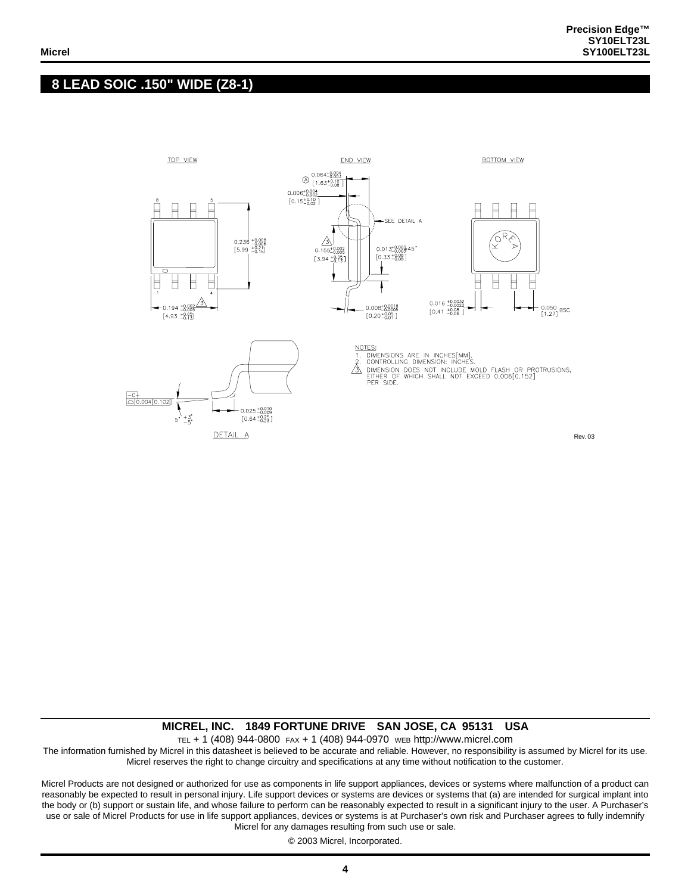## 8 LEAD SOIC .150" WIDE (Z8-1)

TOP VIEW

END VIEW

BOTTOM VIEW

0.064 +0.004 −0.003 [1.63 +0.10 −0.08]

0.006 +0.004 −0.002 [0.15 +0.10 −0.02]

SEE DETAIL A

0.236 +0.008 −0.006 [5.99 +0.21 −0.15]

0.155 +0.002 −0.005 [3.94 +0.05 −0.13]

0.013 +0.003 −0.003 ×45° [0.33 +0.08 −0.08]

KOREA

0.194 +0.002 −0.005 [4.93 +0.05 −0.13]

0.008 +0.0018 −0.0005 [0.20 +0.05 −0.01]

0.016 +0.0032 −0.0022 [0.41 +0.08 −0.06]

0.050 [1.27] BSC

−C−

0.004 [0.102]

5° +3° −5°

0.025 +0.010 −0.009 [0.64 +0.25 −0.23]

DETAIL A

NOTES:
1. DIMENSIONS ARE IN INCHES[MM].
2. CONTROLLING DIMENSION: INCHES.
3. DIMENSION DOES NOT INCLUDE MOLD FLASH OR PROTRUSIONS, EITHER OF WHICH SHALL NOT EXCEED 0.006[0.152] PER SIDE.

Rev. 03

**MICREL, INC. 1849 FORTUNE DRIVE SAN JOSE, CA 95131 USA**

TEL + 1 (408) 944-0800 FAX + 1 (408) 944-0970 WEB http://www.micrel.com

The information furnished by Micrel in this datasheet is believed to be accurate and reliable. However, no responsibility is assumed by Micrel for its use. Micrel reserves the right to change circuitry and specifications at any time without notification to the customer.

Micrel Products are not designed or authorized for use as components in life support appliances, devices or systems where malfunction of a product can reasonably be expected to result in personal injury. Life support devices or systems are devices or systems that (a) are intended for surgical implant into the body or (b) support or sustain life, and whose failure to perform can be reasonably expected to result in a significant injury to the user. A Purchaser's use or sale of Micrel Products for use in life support appliances, devices or systems is at Purchaser's own risk and Purchaser agrees to fully indemnify Micrel for any damages resulting from such use or sale.

© 2003 Micrel, Incorporated.